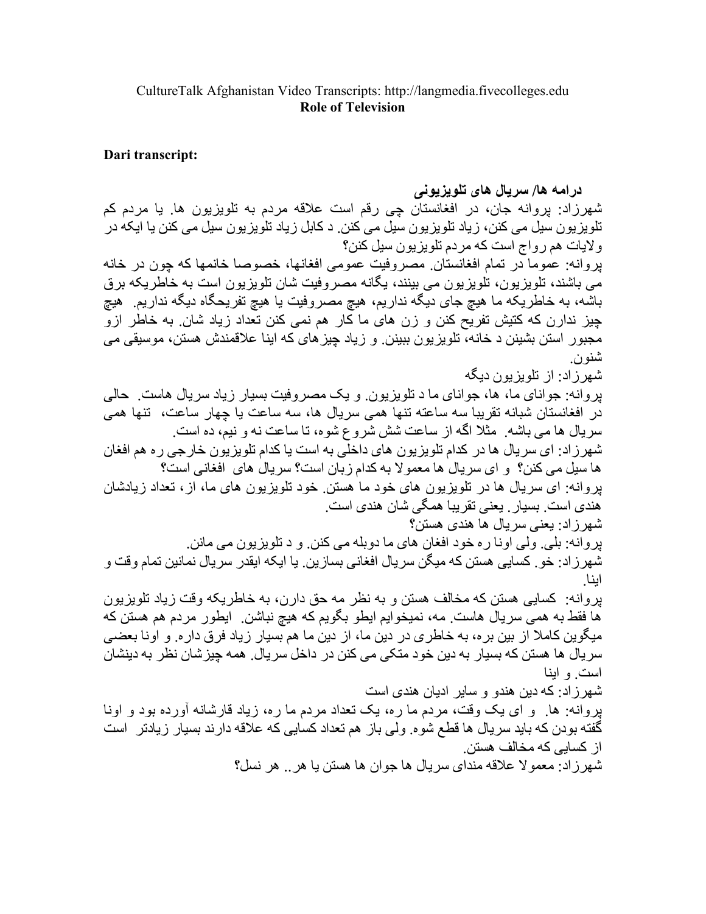CultureTalk Afghanistan Video Transcripts: http://langmedia.fivecolleges.edu
**Role of Television**

**Dari transcript:**

**درامه ها/ سریال های تلویزیونی**

شهرزاد: پروانه جان، در افغانستان چی رقم است علاقه مردم به تلویزیون ها. یا مردم کم تلویزیون سیل می کنن، زیاد تلویزیون سیل می کنن. د کابل زیاد تلویزیون سیل می کنن یا ایکه در ولایات هم رواج است که مردم تلویزیون سیل کنن؟

پروانه: عموما در تمام افغانستان. مصروفیت عمومی افغانها، خصوصا خانمها که چون در خانه می باشند، تلویزیون، تلویزیون می بینند، یگانه مصروفیت شان تلویزیون است به خاطریکه برق باشه، به خاطریکه ما هیچ جای دیگه نداریم، هیچ مصروفیت یا هیچ تفریحگاه دیگه نداریم. هیچ چیز ندارن که کتیش تفریح کنن و زن های ما کار هم نمی کنن تعداد زیاد شان. به خاطر ازو مجبور استن بشینن د خانه، تلویزیون ببینن. و زیاد چیزهای که اینا علاقمندش هستن، موسیقی می شنون.

شهرزاد: از تلویزیون دیگه

پروانه: جوانای ما، ها، جوانای ما د تلویزیون. و یک مصروفیت بسیار زیاد سریال هاست. حالی در افغانستان شبانه تقریبا سه ساعته تنها همی سریال ها، سه ساعت یا چهار ساعت، تنها همی سریال ها می باشه. مثلا اگه از ساعت شش شروع شوه، تا ساعت نه و نیم، ده است.

شهرزاد: ای سریال ها در کدام تلویزیون های داخلی به است یا کدام تلویزیون خارجی ره هم افغان ها سیل می کنن؟ و ای سریال ها معمولا به کدام زبان است؟ سریال های افغانی است؟

پروانه: ای سریال ها در تلویزیون های خود ما هستن. خود تلویزیون های ما، از، تعداد زیادشان هندی است. بسیار. یعنی تقریبا همگی شان هندی است.

شهرزاد: یعنی سریال ها هندی هستن؟

پروانه: بلی. ولی اونا ره خود افغان های ما دوبله می کنن. و د تلویزیون می مانن.

شهرزاد: خو. کسایی هستن که میگن سریال افغانی بسازین. یا ایکه ایقدر سریال نمانین تمام وقت و اینا.

پروانه: کسایی هستن که مخالف هستن و به نظر مه حق دارن، به خاطریکه وقت زیاد تلویزیون ها فقط به همی سریال هاست. مه، نمیخوایم ایطو بگویم که هیچ نباشن. ایطور مردم هم هستن که میگوین کاملا از بین بره، به خاطری در دین ما، از دین ما هم بسیار زیاد فرق داره. و اونا بعضی سریال ها هستن که بسیار به دین خود متکی می کنن در داخل سریال. همه چیزشان نظر به دینشان است. و اینا

شهرزاد: که دین هندو و سایر ادیان هندی است

پروانه: ها. و ای یک وقت، مردم ما ره، یک تعداد مردم ما ره، زیاد قارشانه آورده بود و اونا گفته بودن که باید سریال ها قطع شوه. ولی باز هم تعداد کسایی که علاقه دارند بسیار زیادتر است از کسایی که مخالف هستن.

شهرزاد: معمولا علاقه مندای سریال ها جوان ها هستن یا هر.. هر نسل؟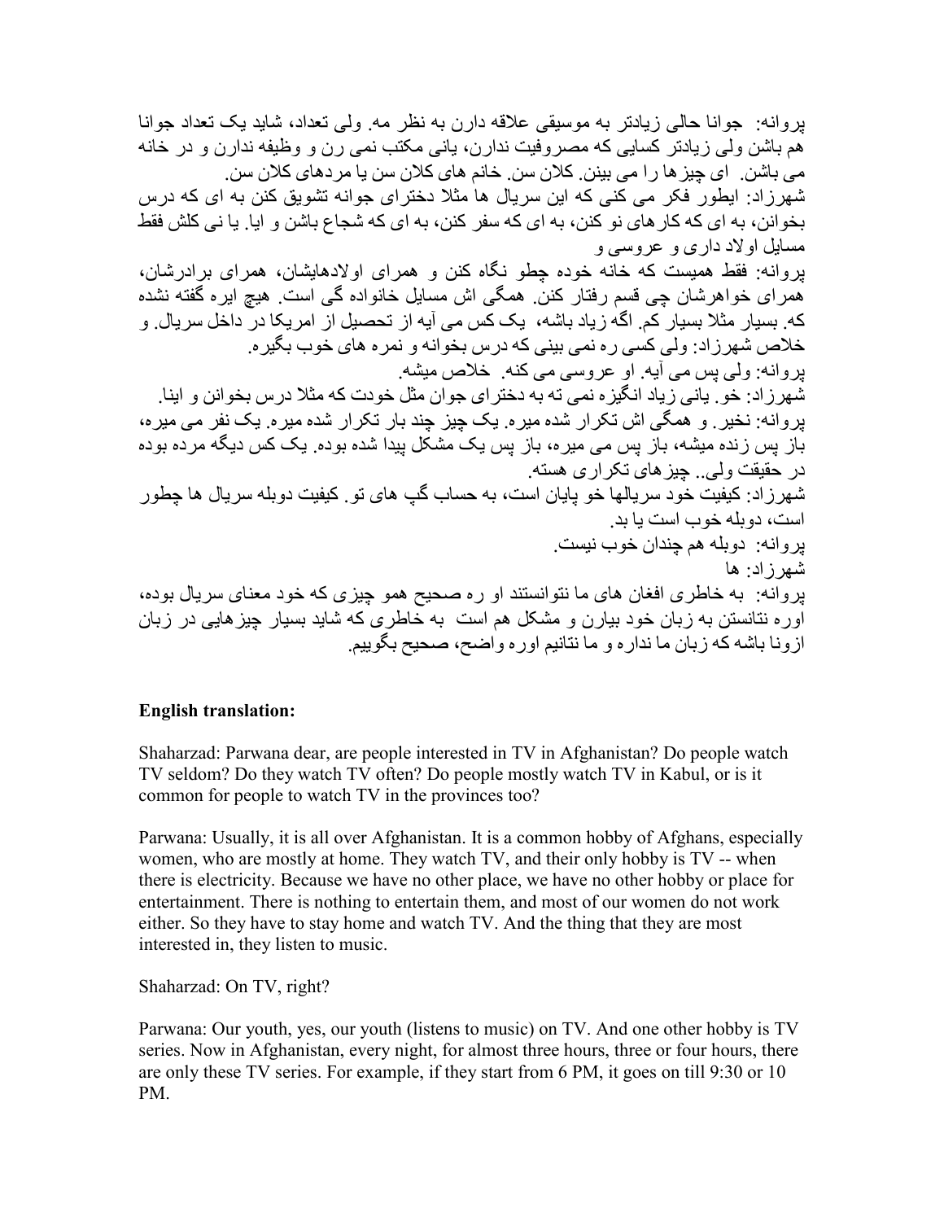پروانه: جوانا حالی زیادتر به موسیقی علاقه دارن به نظر مه. ولی تعداد، شاید یک تعداد جوانا هم باشن ولی زیادتر کسایی که مصروفیت ندارن، یانی مکتب نمی رن و وظیفه ندارن و در خانه می باشن. ای چیزها را می بینن. کلان سن. خانم های کلان سن یا مردهای کلان سن.

شهرزاد: ایطور فکر می کنی که این سریال ها مثلا دخترای جوانه تشویق کنن به ای که درس بخوانن، به ای که کارهای نو کنن، به ای که سفر کنن، به ای که شجاع باشن و ایا. یا نی کلش فقط مسایل اولاد داری و عروسی و

پروانه: فقط همیست که خانه خوده چطو نگاه کنن و همرای اولادهایشان، همرای برادرشان، همرای خواهرشان چی قسم رفتار کنن. همگی اش مسایل خانواده گی است. هیچ ایره گفته نشده که. بسیار مثلا بسیار کم. اگه زیاد باشه، یک کس می آیه از تحصیل از امریکا در داخل سریال. و خلاص شهرزاد: ولی کسی ره نمی بینی که درس بخوانه و نمره های خوب بگیره.

پروانه: ولی پس می آیه. او عروسی می کنه. خلاص میشه.

شهرزاد: خو. یانی زیاد انگیزه نمی ته به دخترای جوان مثل خودت که مثلا درس بخوانن و اینا.

پروانه: نخیر. و همگی اش تکرار شده میره. یک چیز چند بار تکرار شده میره. یک نفر می میره، باز پس زنده میشه، باز پس می میره، باز پس یک مشکل پیدا شده بوده. یک کس دیگه مرده بوده در حقیقت ولی.. چیزهای تکراری هسته.

شهرزاد: کیفیت خود سریالها خو پایان است، به حساب گپ های تو. کیفیت دوبله سریال ها چطور است، دوبله خوب است یا بد.

پروانه: دوبله هم چندان خوب نیست.

شهرزاد: ها

پروانه: به خاطری افغان های ما نتوانستند او ره صحیح همو چیزی که خود معنای سریال بوده، اوره نتانستن به زبان خود بیارن و مشکل هم است به خاطری که شاید بسیار چیزهایی در زبان ازونا باشه که زبان ما نداره و ما نتانیم اوره واضح، صحیح بگوییم.

**English translation:**

Shaharzad: Parwana dear, are people interested in TV in Afghanistan? Do people watch TV seldom? Do they watch TV often? Do people mostly watch TV in Kabul, or is it common for people to watch TV in the provinces too?

Parwana: Usually, it is all over Afghanistan. It is a common hobby of Afghans, especially women, who are mostly at home. They watch TV, and their only hobby is TV -- when there is electricity. Because we have no other place, we have no other hobby or place for entertainment. There is nothing to entertain them, and most of our women do not work either. So they have to stay home and watch TV. And the thing that they are most interested in, they listen to music.

Shaharzad: On TV, right?

Parwana: Our youth, yes, our youth (listens to music) on TV. And one other hobby is TV series. Now in Afghanistan, every night, for almost three hours, three or four hours, there are only these TV series. For example, if they start from 6 PM, it goes on till 9:30 or 10 PM.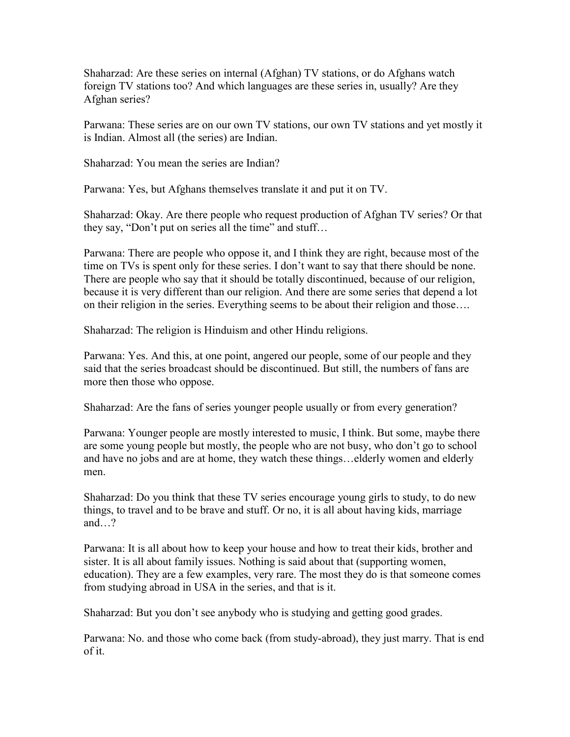Shaharzad: Are these series on internal (Afghan) TV stations, or do Afghans watch foreign TV stations too? And which languages are these series in, usually? Are they Afghan series?

Parwana: These series are on our own TV stations, our own TV stations and yet mostly it is Indian. Almost all (the series) are Indian.

Shaharzad: You mean the series are Indian?

Parwana: Yes, but Afghans themselves translate it and put it on TV.

Shaharzad: Okay. Are there people who request production of Afghan TV series? Or that they say, "Don't put on series all the time" and stuff…

Parwana: There are people who oppose it, and I think they are right, because most of the time on TVs is spent only for these series. I don't want to say that there should be none. There are people who say that it should be totally discontinued, because of our religion, because it is very different than our religion. And there are some series that depend a lot on their religion in the series. Everything seems to be about their religion and those….

Shaharzad: The religion is Hinduism and other Hindu religions.

Parwana: Yes. And this, at one point, angered our people, some of our people and they said that the series broadcast should be discontinued. But still, the numbers of fans are more then those who oppose.

Shaharzad: Are the fans of series younger people usually or from every generation?

Parwana: Younger people are mostly interested to music, I think. But some, maybe there are some young people but mostly, the people who are not busy, who don't go to school and have no jobs and are at home, they watch these things…elderly women and elderly men.

Shaharzad: Do you think that these TV series encourage young girls to study, to do new things, to travel and to be brave and stuff. Or no, it is all about having kids, marriage and…?

Parwana: It is all about how to keep your house and how to treat their kids, brother and sister. It is all about family issues. Nothing is said about that (supporting women, education). They are a few examples, very rare. The most they do is that someone comes from studying abroad in USA in the series, and that is it.

Shaharzad: But you don't see anybody who is studying and getting good grades.

Parwana: No. and those who come back (from study-abroad), they just marry. That is end of it.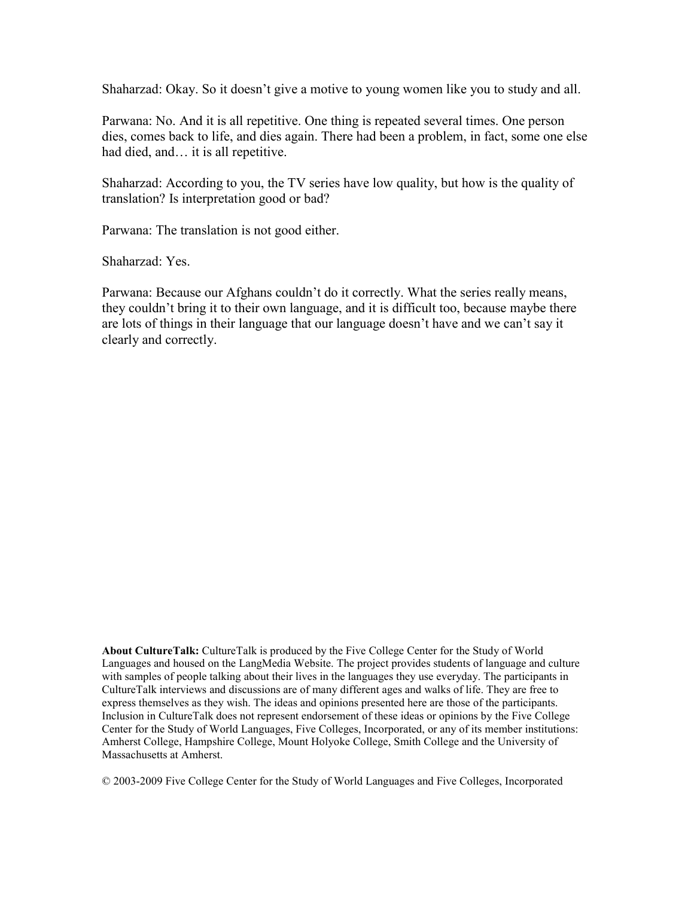Shaharzad: Okay. So it doesn't give a motive to young women like you to study and all.

Parwana: No. And it is all repetitive. One thing is repeated several times. One person dies, comes back to life, and dies again. There had been a problem, in fact, some one else had died, and… it is all repetitive.

Shaharzad: According to you, the TV series have low quality, but how is the quality of translation? Is interpretation good or bad?

Parwana: The translation is not good either.

Shaharzad: Yes.

Parwana: Because our Afghans couldn't do it correctly. What the series really means, they couldn't bring it to their own language, and it is difficult too, because maybe there are lots of things in their language that our language doesn't have and we can't say it clearly and correctly.

**About CultureTalk:** CultureTalk is produced by the Five College Center for the Study of World Languages and housed on the LangMedia Website. The project provides students of language and culture with samples of people talking about their lives in the languages they use everyday. The participants in CultureTalk interviews and discussions are of many different ages and walks of life. They are free to express themselves as they wish. The ideas and opinions presented here are those of the participants. Inclusion in CultureTalk does not represent endorsement of these ideas or opinions by the Five College Center for the Study of World Languages, Five Colleges, Incorporated, or any of its member institutions: Amherst College, Hampshire College, Mount Holyoke College, Smith College and the University of Massachusetts at Amherst.

© 2003-2009 Five College Center for the Study of World Languages and Five Colleges, Incorporated